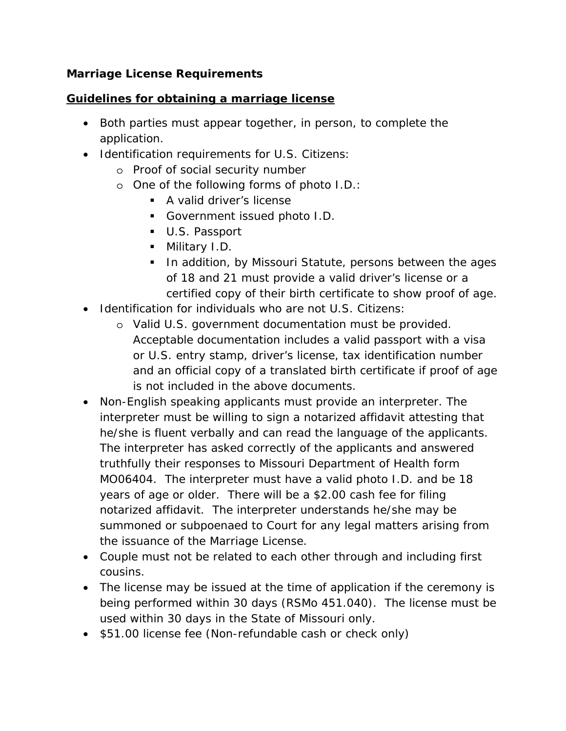**Marriage License Requirements**

## Guidelines for obtaining a marriage license

- Both parties must appear together, in person, to complete the application.
- Identification requirements for U.S. Citizens:
  - Proof of social security number
  - One of the following forms of photo I.D.:
    - A valid driver's license
    - Government issued photo I.D.
    - U.S. Passport
    - Military I.D.
    - In addition, by Missouri Statute, persons between the ages of 18 and 21 must provide a valid driver's license or a certified copy of their birth certificate to show proof of age.
- Identification for individuals who are not U.S. Citizens:
  - Valid U.S. government documentation must be provided. Acceptable documentation includes a valid passport with a visa or U.S. entry stamp, driver's license, tax identification number and an official copy of a translated birth certificate if proof of age is not included in the above documents.
- Non-English speaking applicants must provide an interpreter. The interpreter must be willing to sign a notarized affidavit attesting that he/she is fluent verbally and can read the language of the applicants. The interpreter has asked correctly of the applicants and answered truthfully their responses to Missouri Department of Health form MO06404. The interpreter must have a valid photo I.D. and be 18 years of age or older. There will be a $2.00 cash fee for filing notarized affidavit. The interpreter understands he/she may be summoned or subpoenaed to Court for any legal matters arising from the issuance of the Marriage License.
- Couple must not be related to each other through and including first cousins.
- The license may be issued at the time of application if the ceremony is being performed within 30 days (RSMo 451.040). The license must be used within 30 days in the State of Missouri only.
- $51.00 license fee (Non-refundable cash or check only)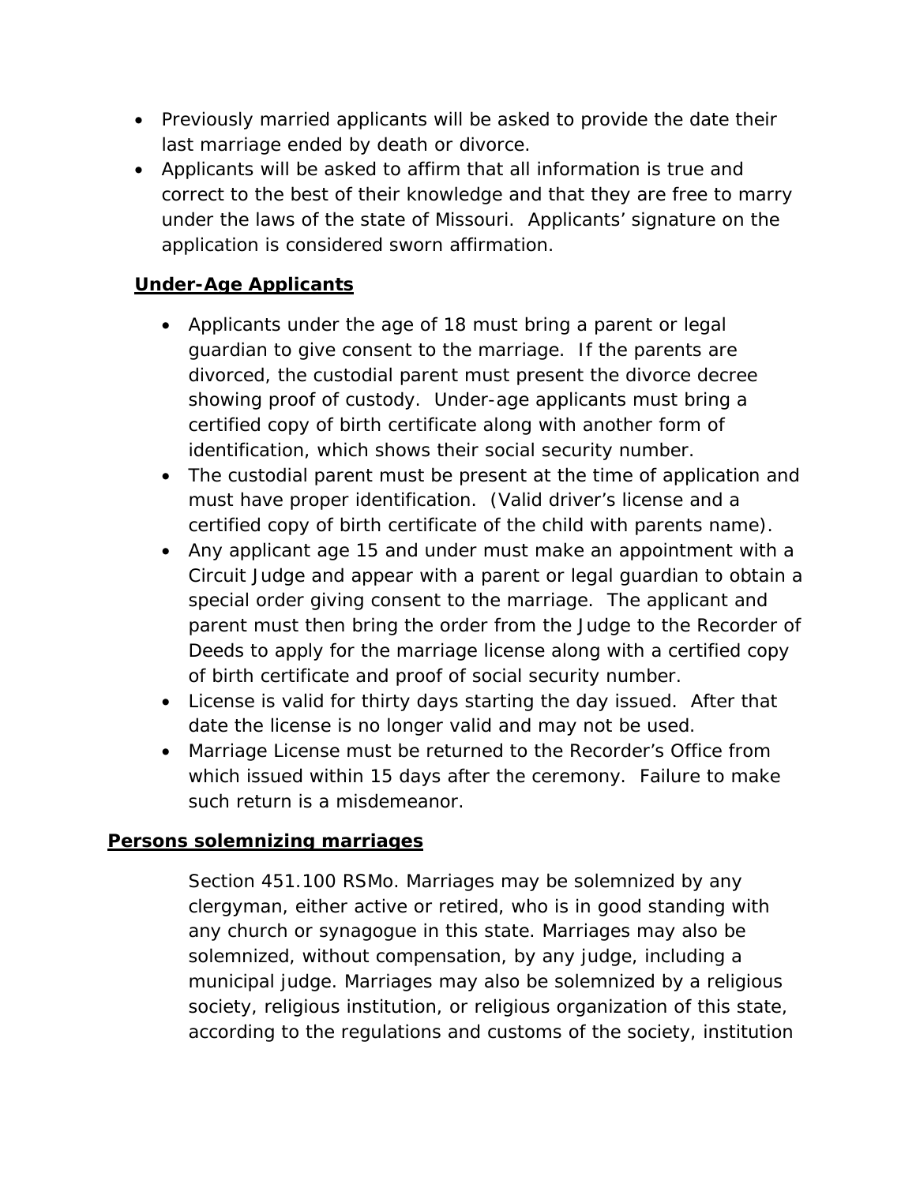- Previously married applicants will be asked to provide the date their last marriage ended by death or divorce.
- Applicants will be asked to affirm that all information is true and correct to the best of their knowledge and that they are free to marry under the laws of the state of Missouri. Applicants' signature on the application is considered sworn affirmation.

**Under-Age Applicants**

- Applicants under the age of 18 must bring a parent or legal guardian to give consent to the marriage. If the parents are divorced, the custodial parent must present the divorce decree showing proof of custody. Under-age applicants must bring a certified copy of birth certificate along with another form of identification, which shows their social security number.
- The custodial parent must be present at the time of application and must have proper identification. (Valid driver's license and a certified copy of birth certificate of the child with parents name).
- Any applicant age 15 and under must make an appointment with a Circuit Judge and appear with a parent or legal guardian to obtain a special order giving consent to the marriage. The applicant and parent must then bring the order from the Judge to the Recorder of Deeds to apply for the marriage license along with a certified copy of birth certificate and proof of social security number.
- License is valid for thirty days starting the day issued. After that date the license is no longer valid and may not be used.
- Marriage License must be returned to the Recorder's Office from which issued within 15 days after the ceremony. Failure to make such return is a misdemeanor.

**Persons solemnizing marriages**

Section 451.100 RSMo. Marriages may be solemnized by any clergyman, either active or retired, who is in good standing with any church or synagogue in this state. Marriages may also be solemnized, without compensation, by any judge, including a municipal judge. Marriages may also be solemnized by a religious society, religious institution, or religious organization of this state, according to the regulations and customs of the society, institution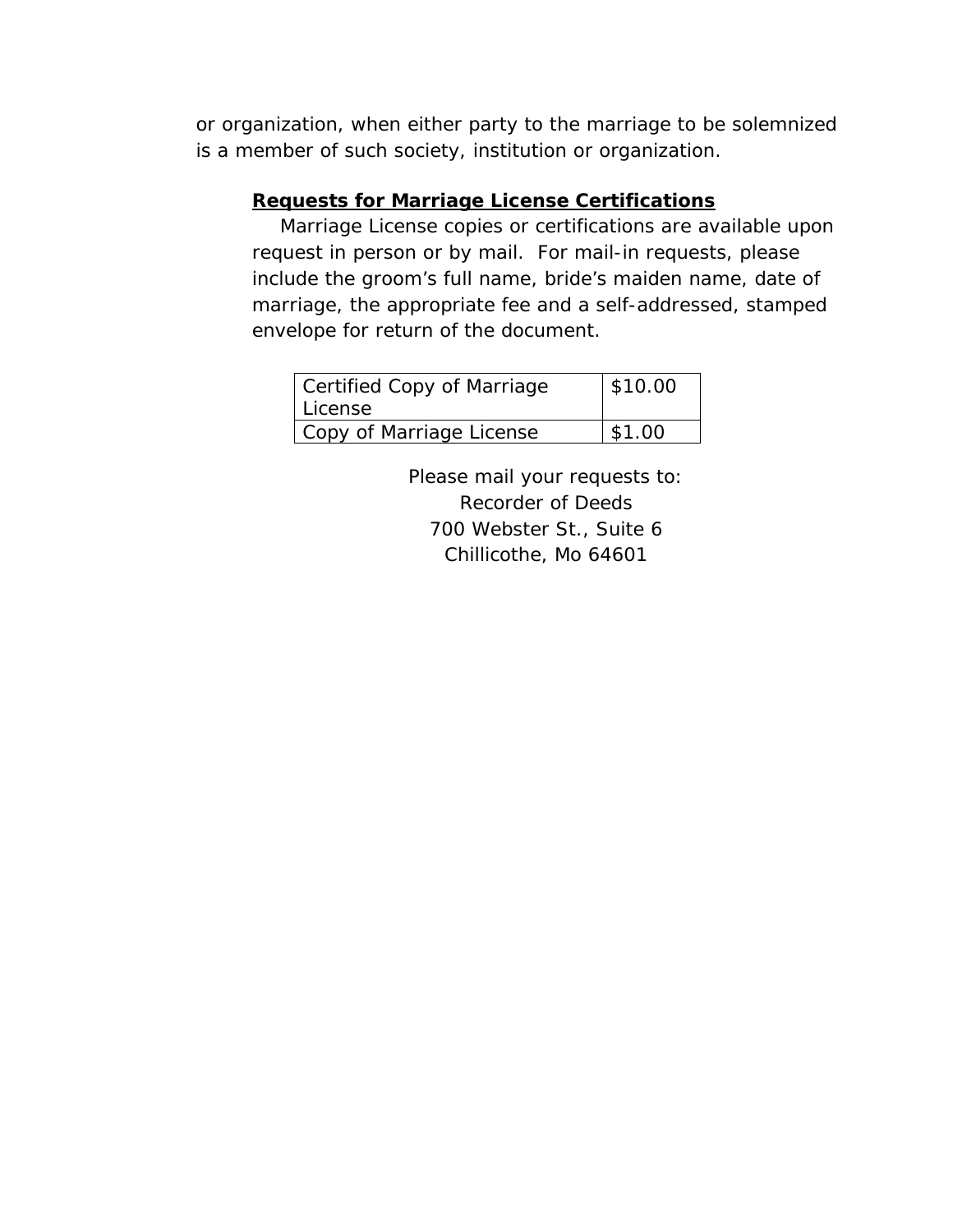or organization, when either party to the marriage to be solemnized is a member of such society, institution or organization.

## Requests for Marriage License Certifications

Marriage License copies or certifications are available upon request in person or by mail. For mail-in requests, please include the groom's full name, bride's maiden name, date of marriage, the appropriate fee and a self-addressed, stamped envelope for return of the document.

| | |
|---|---|
| Certified Copy of Marriage License | $10.00 |
| Copy of Marriage License | $1.00 |

Please mail your requests to:
Recorder of Deeds
700 Webster St., Suite 6
Chillicothe, Mo 64601